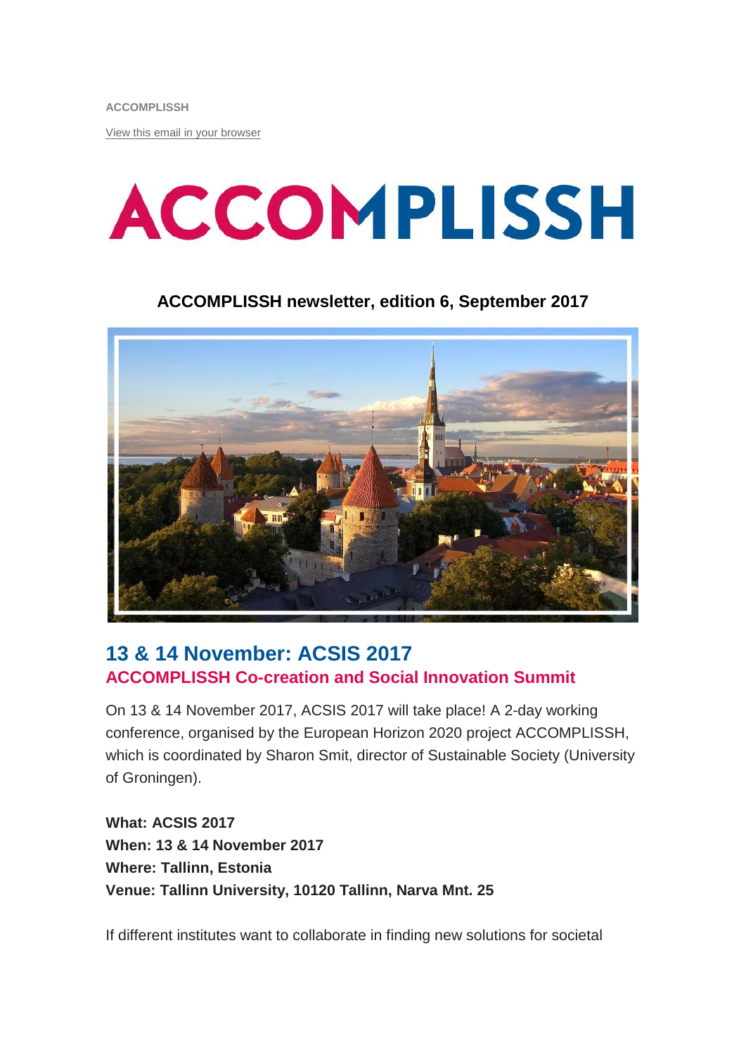ACCOMPLISSH

View this email in your browser

# ACCOMPLISSH

### ACCOMPLISSH newsletter, edition 6, September 2017

## 13 & 14 November: ACSIS 2017

### ACCOMPLISSH Co-creation and Social Innovation Summit

On 13 & 14 November 2017, ACSIS 2017 will take place! A 2-day working conference, organised by the European Horizon 2020 project ACCOMPLISSH, which is coordinated by Sharon Smit, director of Sustainable Society (University of Groningen).

**What: ACSIS 2017**
**When: 13 & 14 November 2017**
**Where: Tallinn, Estonia**
**Venue: Tallinn University, 10120 Tallinn, Narva Mnt. 25**

If different institutes want to collaborate in finding new solutions for societal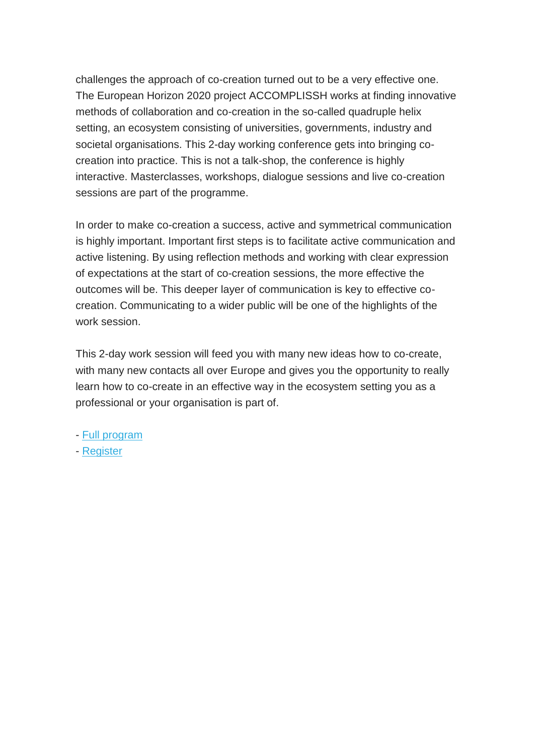challenges the approach of co-creation turned out to be a very effective one. The European Horizon 2020 project ACCOMPLISSH works at finding innovative methods of collaboration and co-creation in the so-called quadruple helix setting, an ecosystem consisting of universities, governments, industry and societal organisations. This 2-day working conference gets into bringing co-creation into practice. This is not a talk-shop, the conference is highly interactive. Masterclasses, workshops, dialogue sessions and live co-creation sessions are part of the programme.

In order to make co-creation a success, active and symmetrical communication is highly important. Important first steps is to facilitate active communication and active listening. By using reflection methods and working with clear expression of expectations at the start of co-creation sessions, the more effective the outcomes will be. This deeper layer of communication is key to effective co-creation. Communicating to a wider public will be one of the highlights of the work session.

This 2-day work session will feed you with many new ideas how to co-create, with many new contacts all over Europe and gives you the opportunity to really learn how to co-create in an effective way in the ecosystem setting you as a professional or your organisation is part of.

- Full program
- Register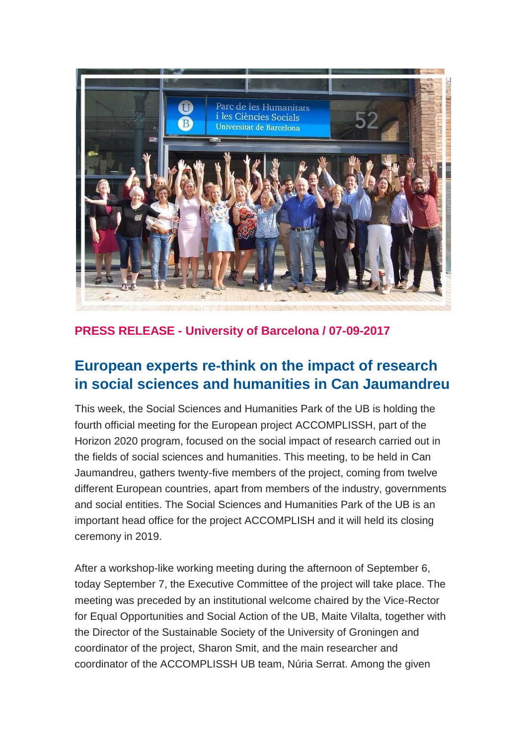**PRESS RELEASE - University of Barcelona / 07-09-2017**

## European experts re-think on the impact of research in social sciences and humanities in Can Jaumandreu

This week, the Social Sciences and Humanities Park of the UB is holding the fourth official meeting for the European project ACCOMPLISSH, part of the Horizon 2020 program, focused on the social impact of research carried out in the fields of social sciences and humanities. This meeting, to be held in Can Jaumandreu, gathers twenty-five members of the project, coming from twelve different European countries, apart from members of the industry, governments and social entities. The Social Sciences and Humanities Park of the UB is an important head office for the project ACCOMPLISH and it will held its closing ceremony in 2019.

After a workshop-like working meeting during the afternoon of September 6, today September 7, the Executive Committee of the project will take place. The meeting was preceded by an institutional welcome chaired by the Vice-Rector for Equal Opportunities and Social Action of the UB, Maite Vilalta, together with the Director of the Sustainable Society of the University of Groningen and coordinator of the project, Sharon Smit, and the main researcher and coordinator of the ACCOMPLISSH UB team, Núria Serrat. Among the given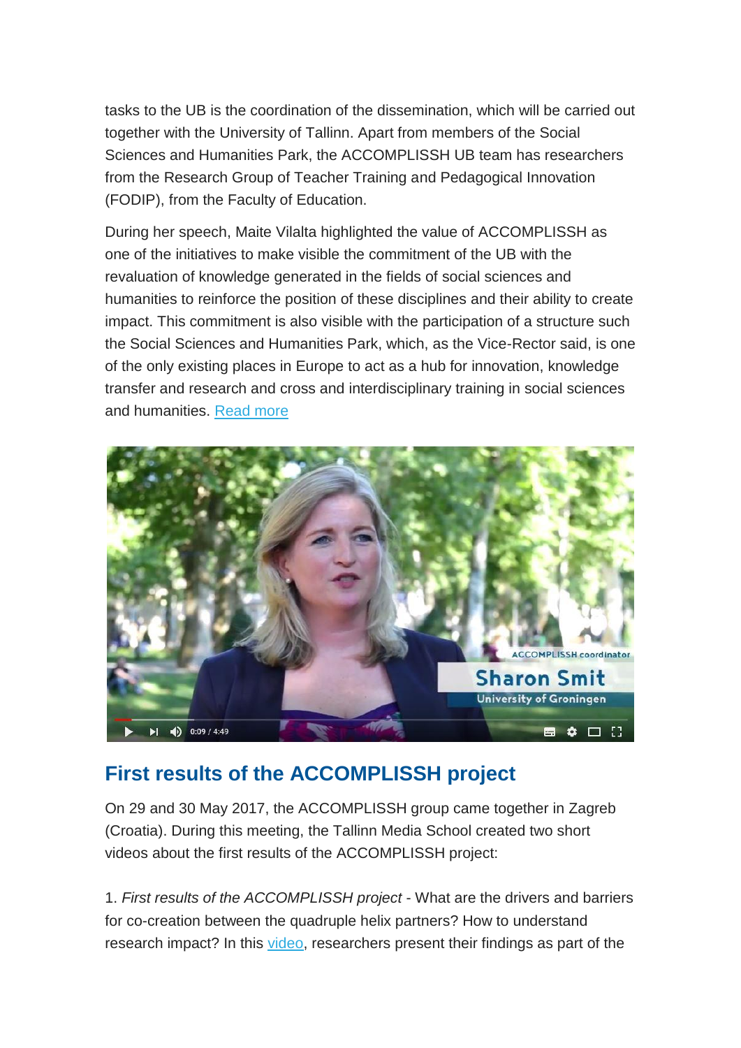tasks to the UB is the coordination of the dissemination, which will be carried out together with the University of Tallinn. Apart from members of the Social Sciences and Humanities Park, the ACCOMPLISSH UB team has researchers from the Research Group of Teacher Training and Pedagogical Innovation (FODIP), from the Faculty of Education.

During her speech, Maite Vilalta highlighted the value of ACCOMPLISSH as one of the initiatives to make visible the commitment of the UB with the revaluation of knowledge generated in the fields of social sciences and humanities to reinforce the position of these disciplines and their ability to create impact. This commitment is also visible with the participation of a structure such the Social Sciences and Humanities Park, which, as the Vice-Rector said, is one of the only existing places in Europe to act as a hub for innovation, knowledge transfer and research and cross and interdisciplinary training in social sciences and humanities. Read more

## First results of the ACCOMPLISSH project

On 29 and 30 May 2017, the ACCOMPLISSH group came together in Zagreb (Croatia). During this meeting, the Tallinn Media School created two short videos about the first results of the ACCOMPLISSH project:

1. *First results of the ACCOMPLISSH project* - What are the drivers and barriers for co-creation between the quadruple helix partners? How to understand research impact? In this video, researchers present their findings as part of the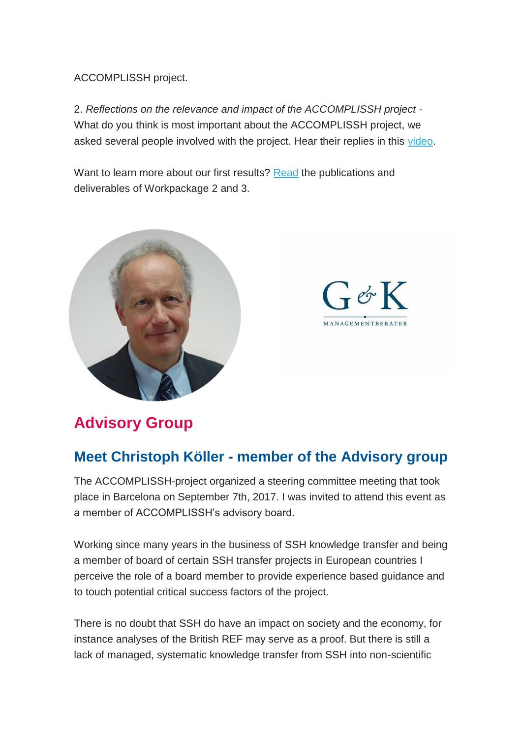ACCOMPLISSH project.

2. *Reflections on the relevance and impact of the ACCOMPLISSH project* - What do you think is most important about the ACCOMPLISSH project, we asked several people involved with the project. Hear their replies in this video.

Want to learn more about our first results? Read the publications and deliverables of Workpackage 2 and 3.

## Advisory Group

### Meet Christoph Köller - member of the Advisory group

The ACCOMPLISSH-project organized a steering committee meeting that took place in Barcelona on September 7th, 2017. I was invited to attend this event as a member of ACCOMPLISSH's advisory board.

Working since many years in the business of SSH knowledge transfer and being a member of board of certain SSH transfer projects in European countries I perceive the role of a board member to provide experience based guidance and to touch potential critical success factors of the project.

There is no doubt that SSH do have an impact on society and the economy, for instance analyses of the British REF may serve as a proof. But there is still a lack of managed, systematic knowledge transfer from SSH into non-scientific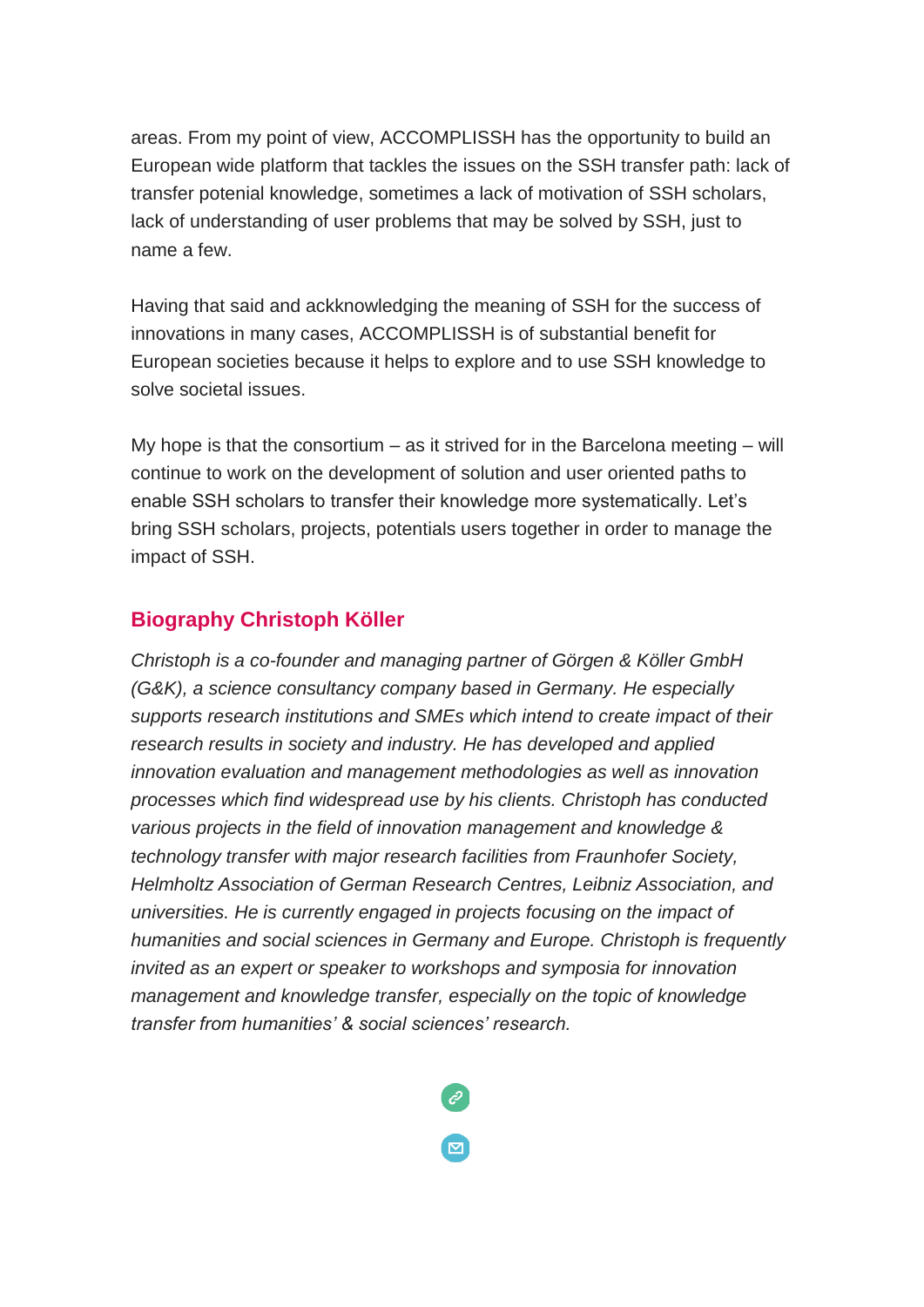areas. From my point of view, ACCOMPLISSH has the opportunity to build an European wide platform that tackles the issues on the SSH transfer path: lack of transfer potenial knowledge, sometimes a lack of motivation of SSH scholars, lack of understanding of user problems that may be solved by SSH, just to name a few.

Having that said and ackknowledging the meaning of SSH for the success of innovations in many cases, ACCOMPLISSH is of substantial benefit for European societies because it helps to explore and to use SSH knowledge to solve societal issues.

My hope is that the consortium – as it strived for in the Barcelona meeting – will continue to work on the development of solution and user oriented paths to enable SSH scholars to transfer their knowledge more systematically. Let's bring SSH scholars, projects, potentials users together in order to manage the impact of SSH.

## Biography Christoph Köller

*Christoph is a co-founder and managing partner of Görgen & Köller GmbH (G&K), a science consultancy company based in Germany. He especially supports research institutions and SMEs which intend to create impact of their research results in society and industry. He has developed and applied innovation evaluation and management methodologies as well as innovation processes which find widespread use by his clients. Christoph has conducted various projects in the field of innovation management and knowledge & technology transfer with major research facilities from Fraunhofer Society, Helmholtz Association of German Research Centres, Leibniz Association, and universities. He is currently engaged in projects focusing on the impact of humanities and social sciences in Germany and Europe. Christoph is frequently invited as an expert or speaker to workshops and symposia for innovation management and knowledge transfer, especially on the topic of knowledge transfer from humanities' & social sciences' research.*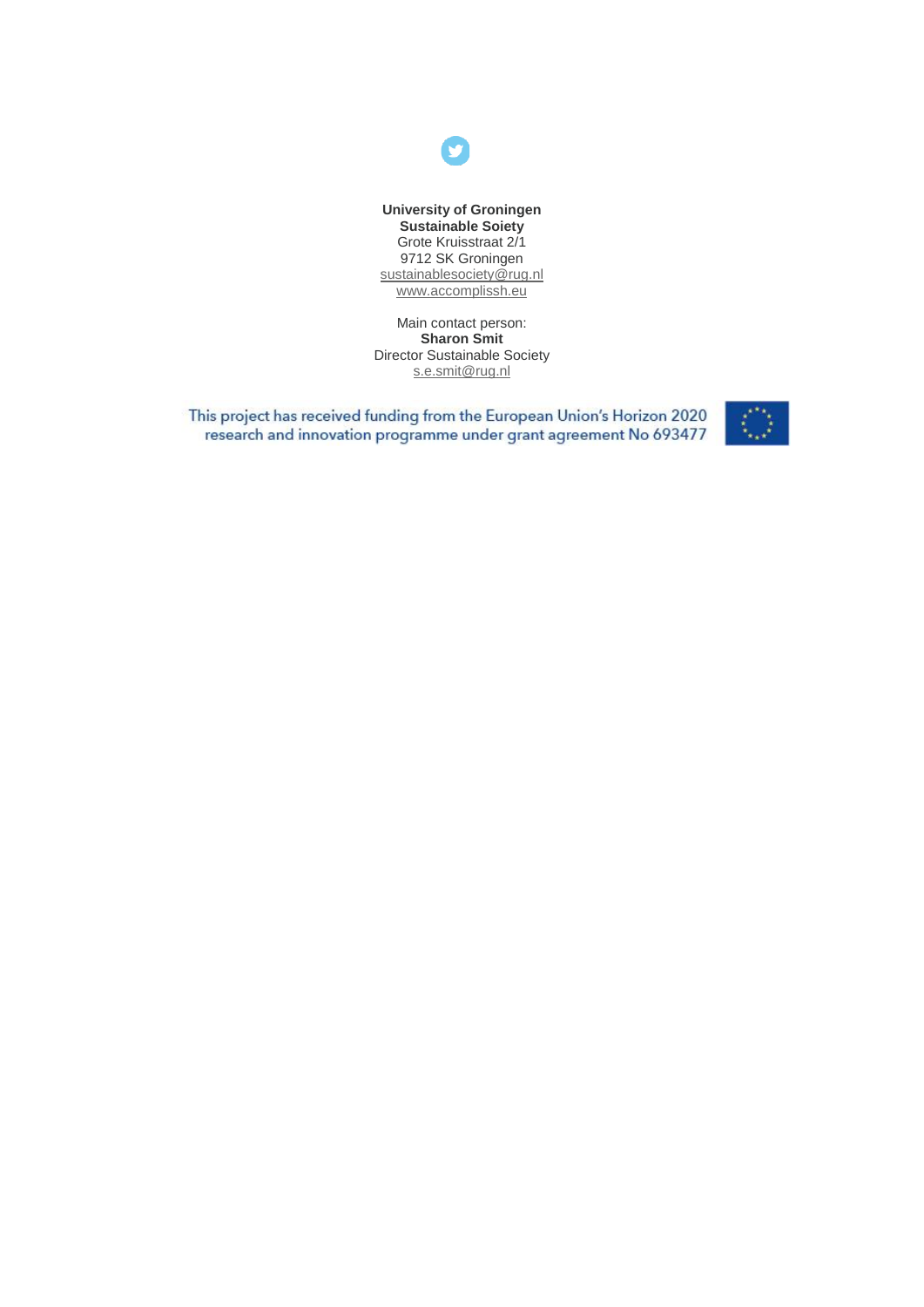**University of Groningen**
**Sustainable Soiety**
Grote Kruisstraat 2/1
9712 SK Groningen
sustainablesociety@rug.nl
www.accomplissh.eu

Main contact person:
**Sharon Smit**
Director Sustainable Society
s.e.smit@rug.nl

This project has received funding from the European Union's Horizon 2020 research and innovation programme under grant agreement No 693477